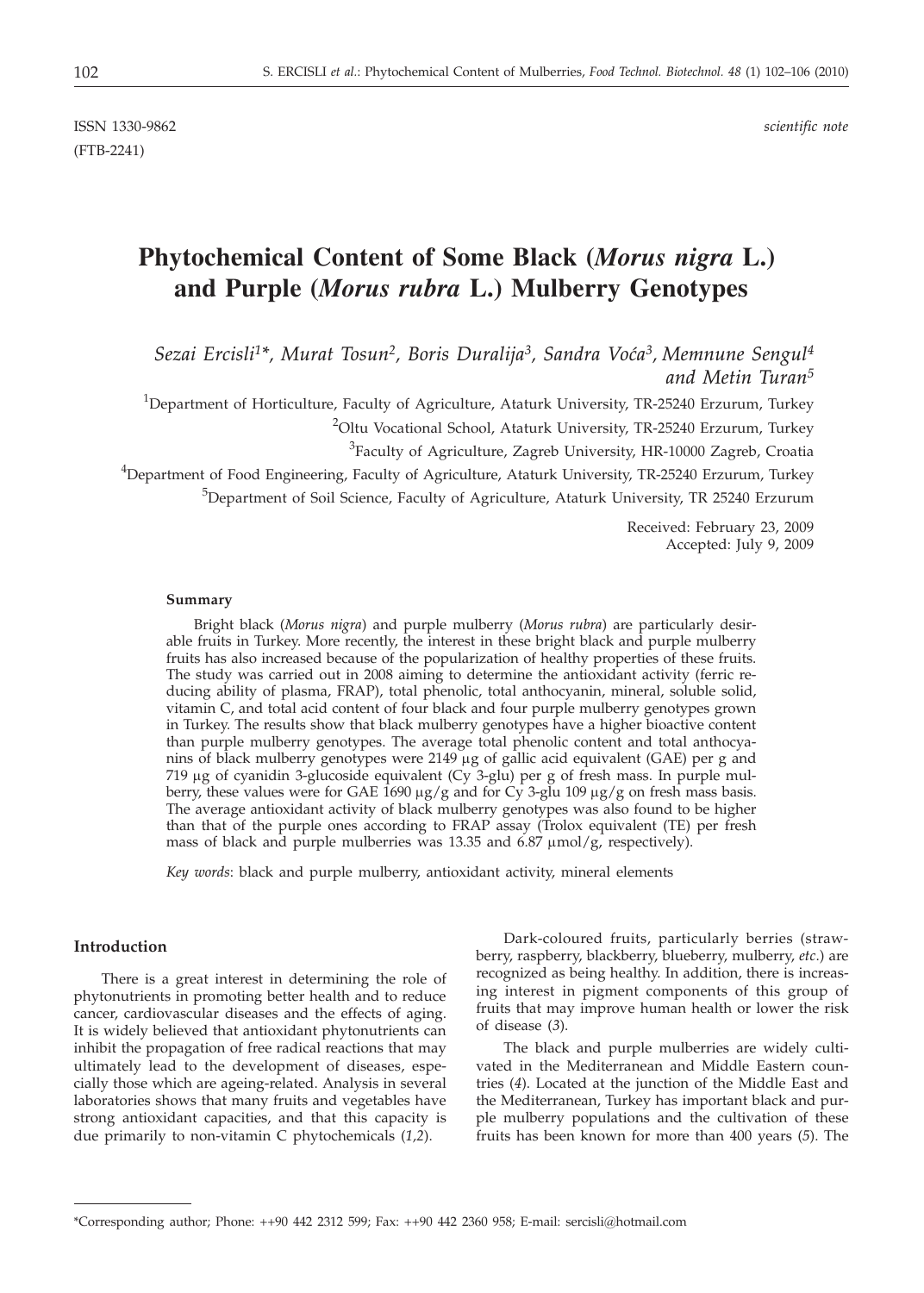ISSN 1330-9862 *scientific note*

(FTB-2241)

# Phytochemical Content of Some Black (*Morus nigra* L.) and Purple (*Morus rubra* L.) Mulberry Genotypes

*Sezai Ercisli[1]\*, Murat Tosun[2], Boris Duralija[3], Sandra Voća[3], Memnune Sengul[4] and Metin Turan[5]*

[1]Department of Horticulture, Faculty of Agriculture, Ataturk University, TR-25240 Erzurum, Turkey

[2]Oltu Vocational School, Ataturk University, TR-25240 Erzurum, Turkey

[3]Faculty of Agriculture, Zagreb University, HR-10000 Zagreb, Croatia

[4]Department of Food Engineering, Faculty of Agriculture, Ataturk University, TR-25240 Erzurum, Turkey

[5]Department of Soil Science, Faculty of Agriculture, Ataturk University, TR 25240 Erzurum

Received: February 23, 2009

Accepted: July 9, 2009

### Summary

Bright black (*Morus nigra*) and purple mulberry (*Morus rubra*) are particularly desirable fruits in Turkey. More recently, the interest in these bright black and purple mulberry fruits has also increased because of the popularization of healthy properties of these fruits. The study was carried out in 2008 aiming to determine the antioxidant activity (ferric reducing ability of plasma, FRAP), total phenolic, total anthocyanin, mineral, soluble solid, vitamin C, and total acid content of four black and four purple mulberry genotypes grown in Turkey. The results show that black mulberry genotypes have a higher bioactive content than purple mulberry genotypes. The average total phenolic content and total anthocyanins of black mulberry genotypes were 2149 μg of gallic acid equivalent (GAE) per g and 719 μg of cyanidin 3-glucoside equivalent (Cy 3-glu) per g of fresh mass. In purple mulberry, these values were for GAE 1690 μg/g and for Cy 3-glu 109 μg/g on fresh mass basis. The average antioxidant activity of black mulberry genotypes was also found to be higher than that of the purple ones according to FRAP assay (Trolox equivalent (TE) per fresh mass of black and purple mulberries was 13.35 and 6.87 μmol/g, respectively).

*Key words*: black and purple mulberry, antioxidant activity, mineral elements

## Introduction

There is a great interest in determining the role of phytonutrients in promoting better health and to reduce cancer, cardiovascular diseases and the effects of aging. It is widely believed that antioxidant phytonutrients can inhibit the propagation of free radical reactions that may ultimately lead to the development of diseases, especially those which are ageing-related. Analysis in several laboratories shows that many fruits and vegetables have strong antioxidant capacities, and that this capacity is due primarily to non-vitamin C phytochemicals (*1,2*).

Dark-coloured fruits, particularly berries (strawberry, raspberry, blackberry, blueberry, mulberry, *etc.*) are recognized as being healthy. In addition, there is increasing interest in pigment components of this group of fruits that may improve human health or lower the risk of disease (*3*).

The black and purple mulberries are widely cultivated in the Mediterranean and Middle Eastern countries (*4*). Located at the junction of the Middle East and the Mediterranean, Turkey has important black and purple mulberry populations and the cultivation of these fruits has been known for more than 400 years (*5*). The

\*Corresponding author; Phone: ++90 442 2312 599; Fax: ++90 442 2360 958; E-mail: sercisli@hotmail.com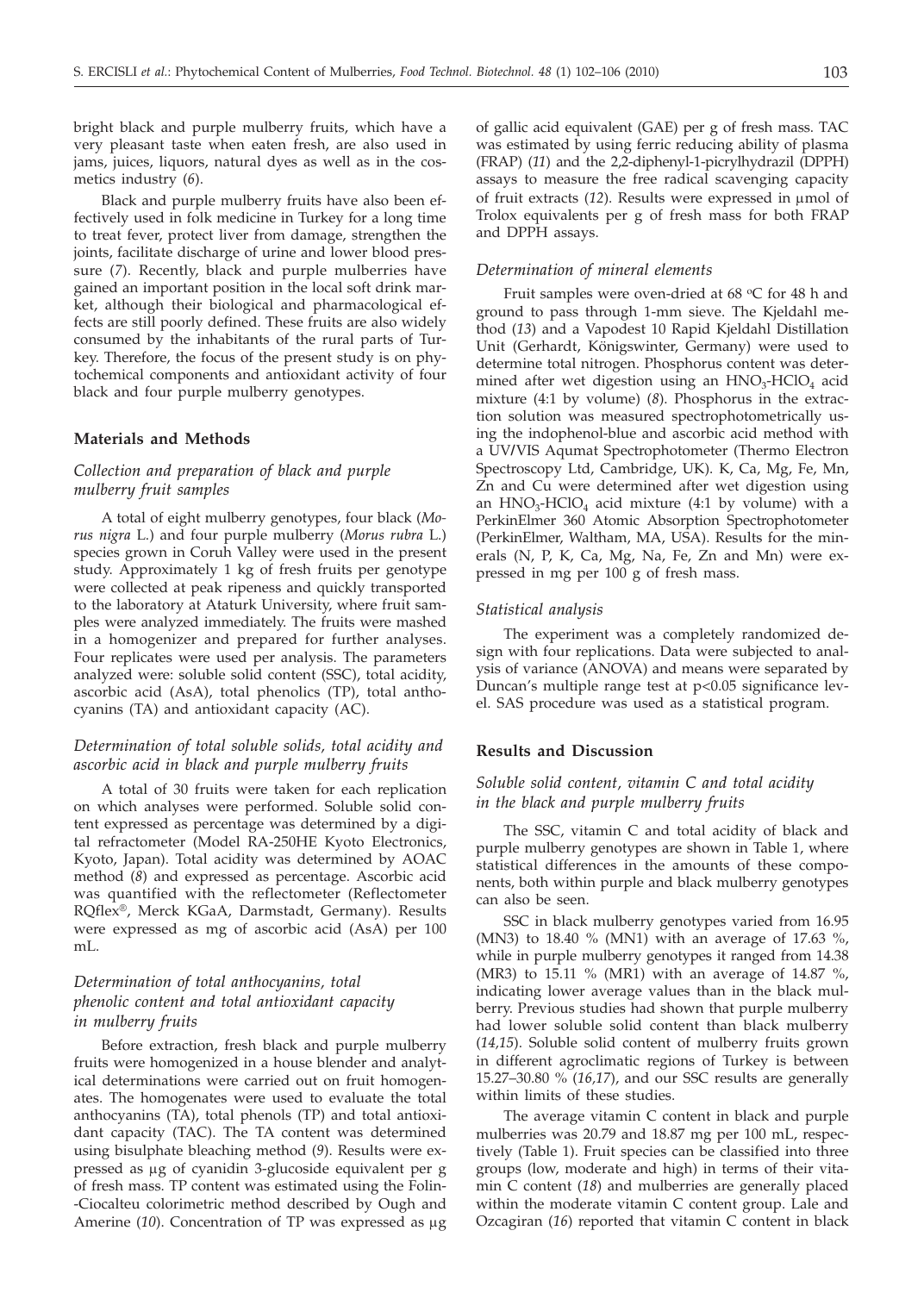bright black and purple mulberry fruits, which have a very pleasant taste when eaten fresh, are also used in jams, juices, liquors, natural dyes as well as in the cosmetics industry (*6*).

Black and purple mulberry fruits have also been effectively used in folk medicine in Turkey for a long time to treat fever, protect liver from damage, strengthen the joints, facilitate discharge of urine and lower blood pressure (*7*). Recently, black and purple mulberries have gained an important position in the local soft drink market, although their biological and pharmacological effects are still poorly defined. These fruits are also widely consumed by the inhabitants of the rural parts of Turkey. Therefore, the focus of the present study is on phytochemical components and antioxidant activity of four black and four purple mulberry genotypes.

## Materials and Methods

### *Collection and preparation of black and purple mulberry fruit samples*

A total of eight mulberry genotypes, four black (*Morus nigra* L.) and four purple mulberry (*Morus rubra* L.) species grown in Coruh Valley were used in the present study. Approximately 1 kg of fresh fruits per genotype were collected at peak ripeness and quickly transported to the laboratory at Ataturk University, where fruit samples were analyzed immediately. The fruits were mashed in a homogenizer and prepared for further analyses. Four replicates were used per analysis. The parameters analyzed were: soluble solid content (SSC), total acidity, ascorbic acid (AsA), total phenolics (TP), total anthocyanins (TA) and antioxidant capacity (AC).

### *Determination of total soluble solids, total acidity and ascorbic acid in black and purple mulberry fruits*

A total of 30 fruits were taken for each replication on which analyses were performed. Soluble solid content expressed as percentage was determined by a digital refractometer (Model RA-250HE Kyoto Electronics, Kyoto, Japan). Total acidity was determined by AOAC method (*8*) and expressed as percentage. Ascorbic acid was quantified with the reflectometer (Reflectometer RQflex®, Merck KGaA, Darmstadt, Germany). Results were expressed as mg of ascorbic acid (AsA) per 100 mL.

### *Determination of total anthocyanins, total phenolic content and total antioxidant capacity in mulberry fruits*

Before extraction, fresh black and purple mulberry fruits were homogenized in a house blender and analytical determinations were carried out on fruit homogenates. The homogenates were used to evaluate the total anthocyanins (TA), total phenols (TP) and total antioxidant capacity (TAC). The TA content was determined using bisulphate bleaching method (*9*). Results were expressed as μg of cyanidin 3-glucoside equivalent per g of fresh mass. TP content was estimated using the Folin-Ciocalteu colorimetric method described by Ough and Amerine (*10*). Concentration of TP was expressed as μg of gallic acid equivalent (GAE) per g of fresh mass. TAC was estimated by using ferric reducing ability of plasma (FRAP) (*11*) and the 2,2-diphenyl-1-picrylhydrazil (DPPH) assays to measure the free radical scavenging capacity of fruit extracts (*12*). Results were expressed in μmol of Trolox equivalents per g of fresh mass for both FRAP and DPPH assays.

### *Determination of mineral elements*

Fruit samples were oven-dried at 68 °C for 48 h and ground to pass through 1-mm sieve. The Kjeldahl method (*13*) and a Vapodest 10 Rapid Kjeldahl Distillation Unit (Gerhardt, Königswinter, Germany) were used to determine total nitrogen. Phosphorus content was determined after wet digestion using an $HNO_3$-$HClO_4$ acid mixture (4:1 by volume) (*8*). Phosphorus in the extraction solution was measured spectrophotometrically using the indophenol-blue and ascorbic acid method with a UV/VIS Aqumat Spectrophotometer (Thermo Electron Spectroscopy Ltd, Cambridge, UK). K, Ca, Mg, Fe, Mn, Zn and Cu were determined after wet digestion using an $HNO_3$-$HClO_4$ acid mixture (4:1 by volume) with a PerkinElmer 360 Atomic Absorption Spectrophotometer (PerkinElmer, Waltham, MA, USA). Results for the minerals (N, P, K, Ca, Mg, Na, Fe, Zn and Mn) were expressed in mg per 100 g of fresh mass.

### *Statistical analysis*

The experiment was a completely randomized design with four replications. Data were subjected to analysis of variance (ANOVA) and means were separated by Duncan's multiple range test at $p<0.05$ significance level. SAS procedure was used as a statistical program.

## Results and Discussion

### *Soluble solid content, vitamin C and total acidity in the black and purple mulberry fruits*

The SSC, vitamin C and total acidity of black and purple mulberry genotypes are shown in Table 1, where statistical differences in the amounts of these components, both within purple and black mulberry genotypes can also be seen.

SSC in black mulberry genotypes varied from 16.95 (MN3) to 18.40 % (MN1) with an average of 17.63 %, while in purple mulberry genotypes it ranged from 14.38 (MR3) to 15.11 % (MR1) with an average of 14.87 %, indicating lower average values than in the black mulberry. Previous studies had shown that purple mulberry had lower soluble solid content than black mulberry (*14,15*). Soluble solid content of mulberry fruits grown in different agroclimatic regions of Turkey is between 15.27–30.80 % (*16,17*), and our SSC results are generally within limits of these studies.

The average vitamin C content in black and purple mulberries was 20.79 and 18.87 mg per 100 mL, respectively (Table 1). Fruit species can be classified into three groups (low, moderate and high) in terms of their vitamin C content (*18*) and mulberries are generally placed within the moderate vitamin C content group. Lale and Ozcagiran (*16*) reported that vitamin C content in black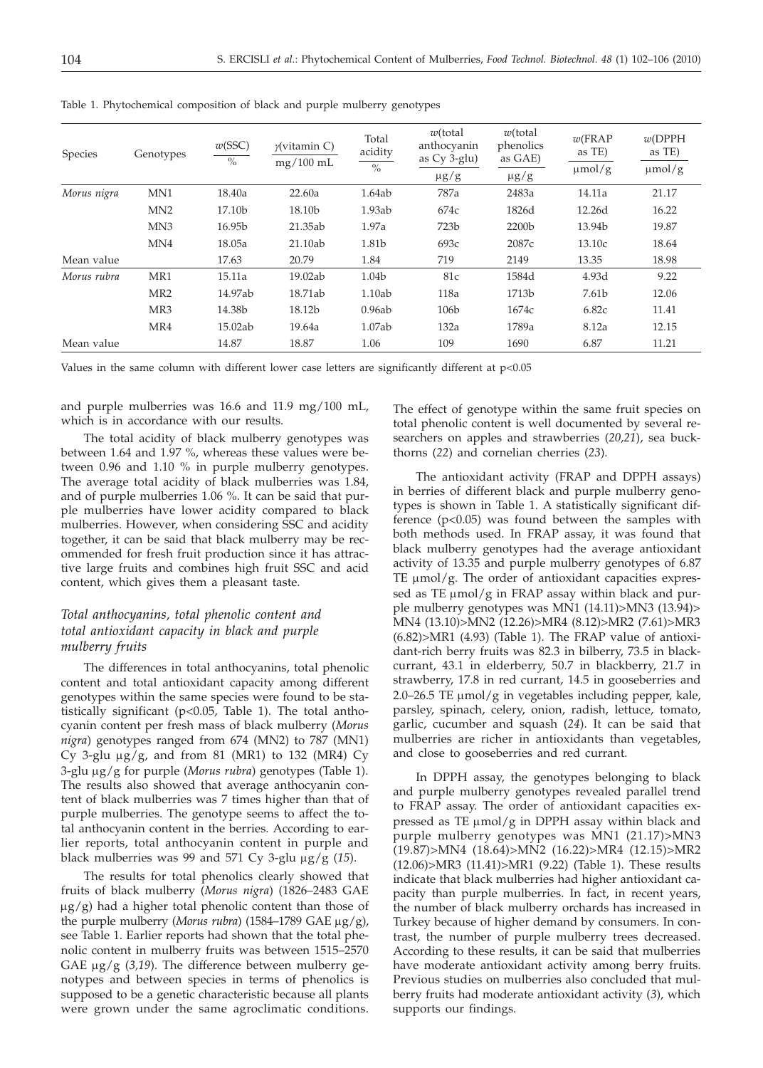Table 1. Phytochemical composition of black and purple mulberry genotypes

| Species | Genotypes | $w$(SSC) / % | $\gamma$(vitamin C) / mg/100 mL | Total acidity / % | $w$(total anthocyanin as Cy 3-glu) / μg/g | $w$(total phenolics as GAE) / μg/g | $w$(FRAP as TE) / μmol/g | $w$(DPPH as TE) / μmol/g |
|---|---|---|---|---|---|---|---|---|
| *Morus nigra* | MN1 | 18.40a | 22.60a | 1.64ab | 787a | 2483a | 14.11a | 21.17 |
| | MN2 | 17.10b | 18.10b | 1.93ab | 674c | 1826d | 12.26d | 16.22 |
| | MN3 | 16.95b | 21.35ab | 1.97a | 723b | 2200b | 13.94b | 19.87 |
| | MN4 | 18.05a | 21.10ab | 1.81b | 693c | 2087c | 13.10c | 18.64 |
| Mean value | | 17.63 | 20.79 | 1.84 | 719 | 2149 | 13.35 | 18.98 |
| *Morus rubra* | MR1 | 15.11a | 19.02ab | 1.04b | 81c | 1584d | 4.93d | 9.22 |
| | MR2 | 14.97ab | 18.71ab | 1.10ab | 118a | 1713b | 7.61b | 12.06 |
| | MR3 | 14.38b | 18.12b | 0.96ab | 106b | 1674c | 6.82c | 11.41 |
| | MR4 | 15.02ab | 19.64a | 1.07ab | 132a | 1789a | 8.12a | 12.15 |
| Mean value | | 14.87 | 18.87 | 1.06 | 109 | 1690 | 6.87 | 11.21 |

Values in the same column with different lower case letters are significantly different at $p<0.05$

and purple mulberries was 16.6 and 11.9 mg/100 mL, which is in accordance with our results.

The total acidity of black mulberry genotypes was between 1.64 and 1.97 %, whereas these values were between 0.96 and 1.10 % in purple mulberry genotypes. The average total acidity of black mulberries was 1.84, and of purple mulberries 1.06 %. It can be said that purple mulberries have lower acidity compared to black mulberries. However, when considering SSC and acidity together, it can be said that black mulberry may be recommended for fresh fruit production since it has attractive large fruits and combines high fruit SSC and acid content, which gives them a pleasant taste.

### *Total anthocyanins, total phenolic content and total antioxidant capacity in black and purple mulberry fruits*

The differences in total anthocyanins, total phenolic content and total antioxidant capacity among different genotypes within the same species were found to be statistically significant ($p<0.05$, Table 1). The total anthocyanin content per fresh mass of black mulberry (*Morus nigra*) genotypes ranged from 674 (MN2) to 787 (MN1) Cy 3-glu μg/g, and from 81 (MR1) to 132 (MR4) Cy 3-glu μg/g for purple (*Morus rubra*) genotypes (Table 1). The results also showed that average anthocyanin content of black mulberries was 7 times higher than that of purple mulberries. The genotype seems to affect the total anthocyanin content in the berries. According to earlier reports, total anthocyanin content in purple and black mulberries was 99 and 571 Cy 3-glu μg/g (*15*).

The results for total phenolics clearly showed that fruits of black mulberry (*Morus nigra*) (1826–2483 GAE μg/g) had a higher total phenolic content than those of the purple mulberry (*Morus rubra*) (1584–1789 GAE μg/g), see Table 1. Earlier reports had shown that the total phenolic content in mulberry fruits was between 1515–2570 GAE μg/g (*3,19*). The difference between mulberry genotypes and between species in terms of phenolics is supposed to be a genetic characteristic because all plants were grown under the same agroclimatic conditions. The effect of genotype within the same fruit species on total phenolic content is well documented by several researchers on apples and strawberries (*20,21*), sea buckthorns (*22*) and cornelian cherries (*23*).

The antioxidant activity (FRAP and DPPH assays) in berries of different black and purple mulberry genotypes is shown in Table 1. A statistically significant difference ($p<0.05$) was found between the samples with both methods used. In FRAP assay, it was found that black mulberry genotypes had the average antioxidant activity of 13.35 and purple mulberry genotypes of 6.87 TE μmol/g. The order of antioxidant capacities expressed as TE μmol/g in FRAP assay within black and purple mulberry genotypes was MN1 (14.11)>MN3 (13.94)>MN4 (13.10)>MN2 (12.26)>MR4 (8.12)>MR2 (7.61)>MR3 (6.82)>MR1 (4.93) (Table 1). The FRAP value of antioxidant-rich berry fruits was 82.3 in bilberry, 73.5 in blackcurrant, 43.1 in elderberry, 50.7 in blackberry, 21.7 in strawberry, 17.8 in red currant, 14.5 in gooseberries and 2.0–26.5 TE μmol/g in vegetables including pepper, kale, parsley, spinach, celery, onion, radish, lettuce, tomato, garlic, cucumber and squash (*24*). It can be said that mulberries are richer in antioxidants than vegetables, and close to gooseberries and red currant.

In DPPH assay, the genotypes belonging to black and purple mulberry genotypes revealed parallel trend to FRAP assay. The order of antioxidant capacities expressed as TE μmol/g in DPPH assay within black and purple mulberry genotypes was MN1 (21.17)>MN3 (19.87)>MN4 (18.64)>MN2 (16.22)>MR4 (12.15)>MR2 (12.06)>MR3 (11.41)>MR1 (9.22) (Table 1). These results indicate that black mulberries had higher antioxidant capacity than purple mulberries. In fact, in recent years, the number of black mulberry orchards has increased in Turkey because of higher demand by consumers. In contrast, the number of purple mulberry trees decreased. According to these results, it can be said that mulberries have moderate antioxidant activity among berry fruits. Previous studies on mulberries also concluded that mulberry fruits had moderate antioxidant activity (*3*), which supports our findings.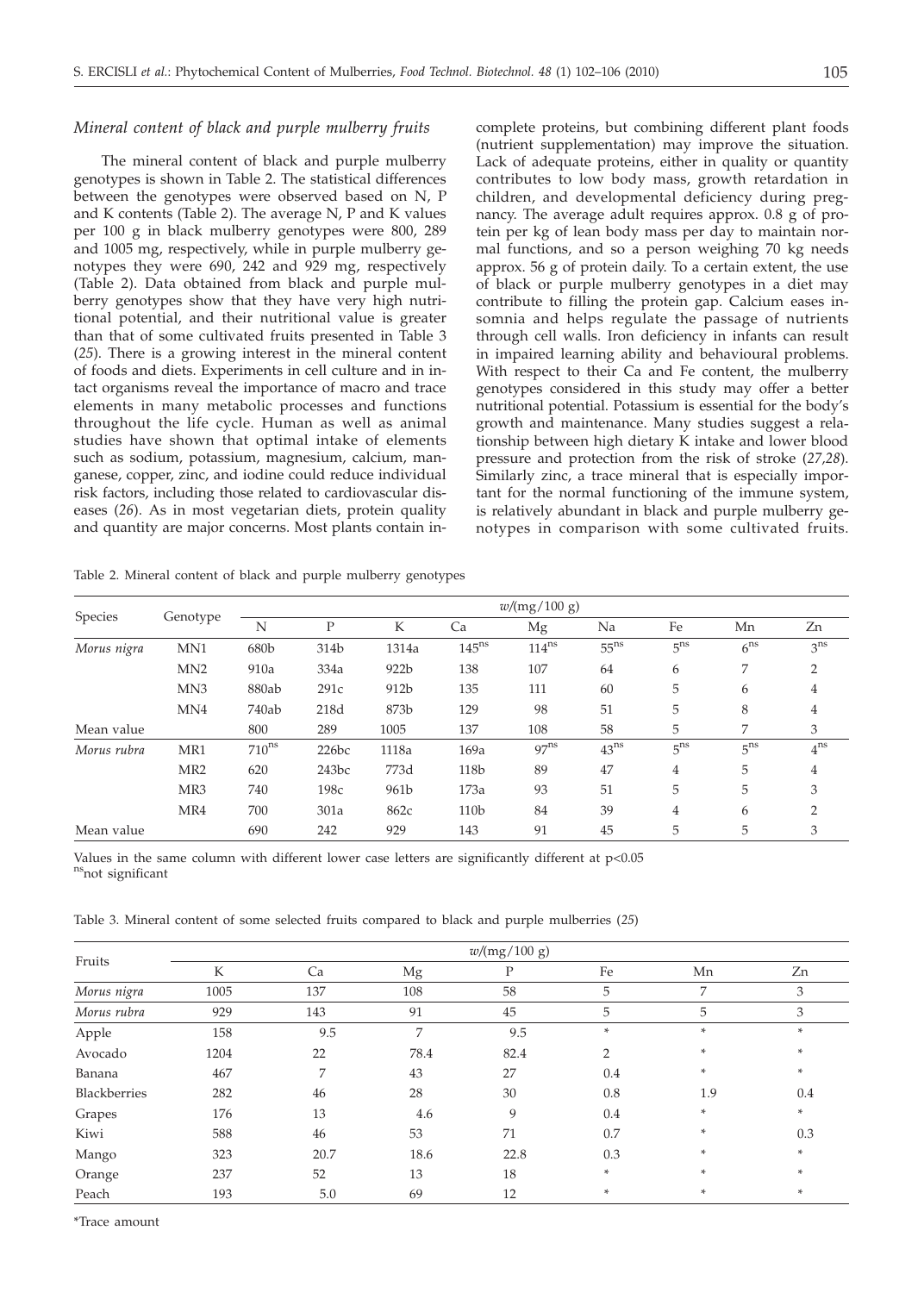### *Mineral content of black and purple mulberry fruits*

The mineral content of black and purple mulberry genotypes is shown in Table 2. The statistical differences between the genotypes were observed based on N, P and K contents (Table 2). The average N, P and K values per 100 g in black mulberry genotypes were 800, 289 and 1005 mg, respectively, while in purple mulberry genotypes they were 690, 242 and 929 mg, respectively (Table 2). Data obtained from black and purple mulberry genotypes show that they have very high nutritional potential, and their nutritional value is greater than that of some cultivated fruits presented in Table 3 (*25*). There is a growing interest in the mineral content of foods and diets. Experiments in cell culture and in intact organisms reveal the importance of macro and trace elements in many metabolic processes and functions throughout the life cycle. Human as well as animal studies have shown that optimal intake of elements such as sodium, potassium, magnesium, calcium, manganese, copper, zinc, and iodine could reduce individual risk factors, including those related to cardiovascular diseases (*26*). As in most vegetarian diets, protein quality and quantity are major concerns. Most plants contain incomplete proteins, but combining different plant foods (nutrient supplementation) may improve the situation. Lack of adequate proteins, either in quality or quantity contributes to low body mass, growth retardation in children, and developmental deficiency during pregnancy. The average adult requires approx. 0.8 g of protein per kg of lean body mass per day to maintain normal functions, and so a person weighing 70 kg needs approx. 56 g of protein daily. To a certain extent, the use of black or purple mulberry genotypes in a diet may contribute to filling the protein gap. Calcium eases insomnia and helps regulate the passage of nutrients through cell walls. Iron deficiency in infants can result in impaired learning ability and behavioural problems. With respect to their Ca and Fe content, the mulberry genotypes considered in this study may offer a better nutritional potential. Potassium is essential for the body's growth and maintenance. Many studies suggest a relationship between high dietary K intake and lower blood pressure and protection from the risk of stroke (*27,28*). Similarly zinc, a trace mineral that is especially important for the normal functioning of the immune system, is relatively abundant in black and purple mulberry genotypes in comparison with some cultivated fruits.

Table 2. Mineral content of black and purple mulberry genotypes

| Species | Genotype | $w$/(mg/100 g) | | | | | | | | |
|---|---|---|---|---|---|---|---|---|---|---|
| | | N | P | K | Ca | Mg | Na | Fe | Mn | Zn |
| *Morus nigra* | MN1 | 680b | 314b | 1314a | $145^{ns}$ | $114^{ns}$ | $55^{ns}$ | $5^{ns}$ | $6^{ns}$ | $3^{ns}$ |
| | MN2 | 910a | 334a | 922b | 138 | 107 | 64 | 6 | 7 | 2 |
| | MN3 | 880ab | 291c | 912b | 135 | 111 | 60 | 5 | 6 | 4 |
| | MN4 | 740ab | 218d | 873b | 129 | 98 | 51 | 5 | 8 | 4 |
| Mean value | | 800 | 289 | 1005 | 137 | 108 | 58 | 5 | 7 | 3 |
| *Morus rubra* | MR1 | $710^{ns}$ | 226bc | 1118a | 169a | $97^{ns}$ | $43^{ns}$ | $5^{ns}$ | $5^{ns}$ | $4^{ns}$ |
| | MR2 | 620 | 243bc | 773d | 118b | 89 | 47 | 4 | 5 | 4 |
| | MR3 | 740 | 198c | 961b | 173a | 93 | 51 | 5 | 5 | 3 |
| | MR4 | 700 | 301a | 862c | 110b | 84 | 39 | 4 | 6 | 2 |
| Mean value | | 690 | 242 | 929 | 143 | 91 | 45 | 5 | 5 | 3 |

Values in the same column with different lower case letters are significantly different at $p<0.05$
$^{ns}$not significant

Table 3. Mineral content of some selected fruits compared to black and purple mulberries (*25*)

| Fruits | $w$/(mg/100 g) | | | | | | |
|---|---|---|---|---|---|---|---|
| | K | Ca | Mg | P | Fe | Mn | Zn |
| *Morus nigra* | 1005 | 137 | 108 | 58 | 5 | 7 | 3 |
| *Morus rubra* | 929 | 143 | 91 | 45 | 5 | 5 | 3 |
| Apple | 158 | 9.5 | 7 | 9.5 | * | * | * |
| Avocado | 1204 | 22 | 78.4 | 82.4 | 2 | * | * |
| Banana | 467 | 7 | 43 | 27 | 0.4 | * | * |
| Blackberries | 282 | 46 | 28 | 30 | 0.8 | 1.9 | 0.4 |
| Grapes | 176 | 13 | 4.6 | 9 | 0.4 | * | * |
| Kiwi | 588 | 46 | 53 | 71 | 0.7 | * | 0.3 |
| Mango | 323 | 20.7 | 18.6 | 22.8 | 0.3 | * | * |
| Orange | 237 | 52 | 13 | 18 | * | * | * |
| Peach | 193 | 5.0 | 69 | 12 | * | * | * |

*Trace amount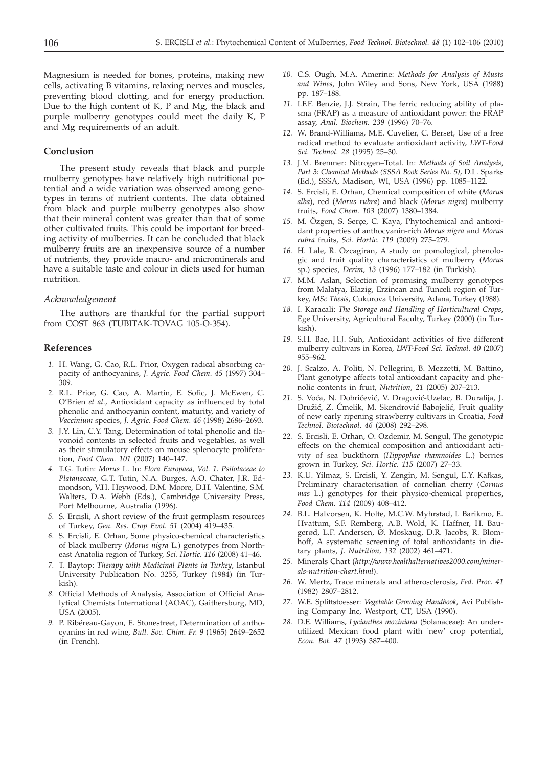Magnesium is needed for bones, proteins, making new cells, activating B vitamins, relaxing nerves and muscles, preventing blood clotting, and for energy production. Due to the high content of K, P and Mg, the black and purple mulberry genotypes could meet the daily K, P and Mg requirements of an adult.

## Conclusion

The present study reveals that black and purple mulberry genotypes have relatively high nutritional potential and a wide variation was observed among genotypes in terms of nutrient contents. The data obtained from black and purple mulberry genotypes also show that their mineral content was greater than that of some other cultivated fruits. This could be important for breeding activity of mulberries. It can be concluded that black mulberry fruits are an inexpensive source of a number of nutrients, they provide macro- and microminerals and have a suitable taste and colour in diets used for human nutrition.

### *Acknowledgement*

The authors are thankful for the partial support from COST 863 (TUBITAK-TOVAG 105-O-354).

## References

1. H. Wang, G. Cao, R.L. Prior, Oxygen radical absorbing capacity of anthocyanins, *J. Agric. Food Chem. 45* (1997) 304–309.
2. R.L. Prior, G. Cao, A. Martin, E. Sofic, J. McEwen, C. O'Brien *et al.*, Antioxidant capacity as influenced by total phenolic and anthocyanin content, maturity, and variety of *Vaccinium* species, *J. Agric. Food Chem. 46* (1998) 2686–2693.
3. J.Y. Lin, C.Y. Tang, Determination of total phenolic and flavonoid contents in selected fruits and vegetables, as well as their stimulatory effects on mouse splenocyte proliferation, *Food Chem. 101* (2007) 140–147.
4. T.G. Tutin: *Morus* L. In: *Flora Europaea, Vol. 1. Psilotaceae to Platanaceae*, G.T. Tutin, N.A. Burges, A.O. Chater, J.R. Edmondson, V.H. Heywood, D.M. Moore, D.H. Valentine, S.M. Walters, D.A. Webb (Eds.), Cambridge University Press, Port Melbourne, Australia (1996).
5. S. Ercisli, A short review of the fruit germplasm resources of Turkey, *Gen. Res. Crop Evol. 51* (2004) 419–435.
6. S. Ercisli, E. Orhan, Some physico-chemical characteristics of black mulberry (*Morus nigra* L.) genotypes from Northeast Anatolia region of Turkey, *Sci. Hortic. 116* (2008) 41–46.
7. T. Baytop: *Therapy with Medicinal Plants in Turkey*, Istanbul University Publication No. 3255, Turkey (1984) (in Turkish).
8. Official Methods of Analysis, Association of Official Analytical Chemists International (AOAC), Gaithersburg, MD, USA (2005).
9. P. Ribéreau-Gayon, E. Stonestreet, Determination of anthocyanins in red wine, *Bull. Soc. Chim. Fr. 9* (1965) 2649–2652 (in French).
10. C.S. Ough, M.A. Amerine: *Methods for Analysis of Musts and Wines*, John Wiley and Sons, New York, USA (1988) pp. 187–188.
11. I.F.F. Benzie, J.J. Strain, The ferric reducing ability of plasma (FRAP) as a measure of antioxidant power: the FRAP assay, *Anal. Biochem. 239* (1996) 70–76.
12. W. Brand-Williams, M.E. Cuvelier, C. Berset, Use of a free radical method to evaluate antioxidant activity, *LWT-Food Sci. Technol. 28* (1995) 25–30.
13. J.M. Bremner: Nitrogen–Total. In: *Methods of Soil Analysis, Part 3: Chemical Methods (SSSA Book Series No. 5)*, D.L. Sparks (Ed.), SSSA, Madison, WI, USA (1996) pp. 1085–1122.
14. S. Ercisli, E. Orhan, Chemical composition of white (*Morus alba*), red (*Morus rubra*) and black (*Morus nigra*) mulberry fruits, *Food Chem. 103* (2007) 1380–1384.
15. M. Özgen, S. Serçe, C. Kaya, Phytochemical and antioxidant properties of anthocyanin-rich *Morus nigra* and *Morus rubra* fruits, *Sci. Hortic. 119* (2009) 275–279.
16. H. Lale, R. Ozcagiran, A study on pomological, phenologic and fruit quality characteristics of mulberry (*Morus* sp.) species, *Derim, 13* (1996) 177–182 (in Turkish).
17. M.M. Aslan, Selection of promising mulberry genotypes from Malatya, Elazig, Erzincan and Tunceli region of Turkey, *MSc Thesis*, Cukurova University, Adana, Turkey (1988).
18. I. Karacali: *The Storage and Handling of Horticultural Crops*, Ege University, Agricultural Faculty, Turkey (2000) (in Turkish).
19. S.H. Bae, H.J. Suh, Antioxidant activities of five different mulberry cultivars in Korea, *LWT-Food Sci. Technol. 40* (2007) 955–962.
20. J. Scalzo, A. Politi, N. Pellegrini, B. Mezzetti, M. Battino, Plant genotype affects total antioxidant capacity and phenolic contents in fruit, *Nutrition, 21* (2005) 207–213.
21. S. Voća, N. Dobričević, V. Dragović-Uzelac, B. Duralija, J. Družić, Z. Čmelik, M. Skendrović Babojelić, Fruit quality of new early ripening strawberry cultivars in Croatia, *Food Technol. Biotechnol. 46* (2008) 292–298.
22. S. Ercisli, E. Orhan, O. Ozdemir, M. Sengul, The genotypic effects on the chemical composition and antioxidant activity of sea buckthorn (*Hippophae rhamnoides* L.) berries grown in Turkey, *Sci. Hortic. 115* (2007) 27–33.
23. K.U. Yilmaz, S. Ercisli, Y. Zengin, M. Sengul, E.Y. Kafkas, Preliminary characterisation of cornelian cherry (*Cornus mas* L.) genotypes for their physico-chemical properties, *Food Chem. 114* (2009) 408–412.
24. B.L. Halvorsen, K. Holte, M.C.W. Myhrstad, I. Barikmo, E. Hvattum, S.F. Remberg, A.B. Wold, K. Haffner, H. Baugerød, L.F. Andersen, Ø. Moskaug, D.R. Jacobs, R. Blomhoff, A systematic screening of total antioxidants in dietary plants, *J. Nutrition, 132* (2002) 461–471.
25. Minerals Chart (*http://www.healthalternatives2000.com/minerals-nutrition-chart.html*).
26. W. Mertz, Trace minerals and atherosclerosis, *Fed. Proc. 41* (1982) 2807–2812.
27. W.E. Splittstoesser: *Vegetable Growing Handbook*, Avi Publishing Company Inc, Westport, CT, USA (1990).
28. D.E. Williams, *Lycianthes moziniana* (Solanaceae): An underutilized Mexican food plant with 'new' crop potential, *Econ. Bot. 47* (1993) 387–400.